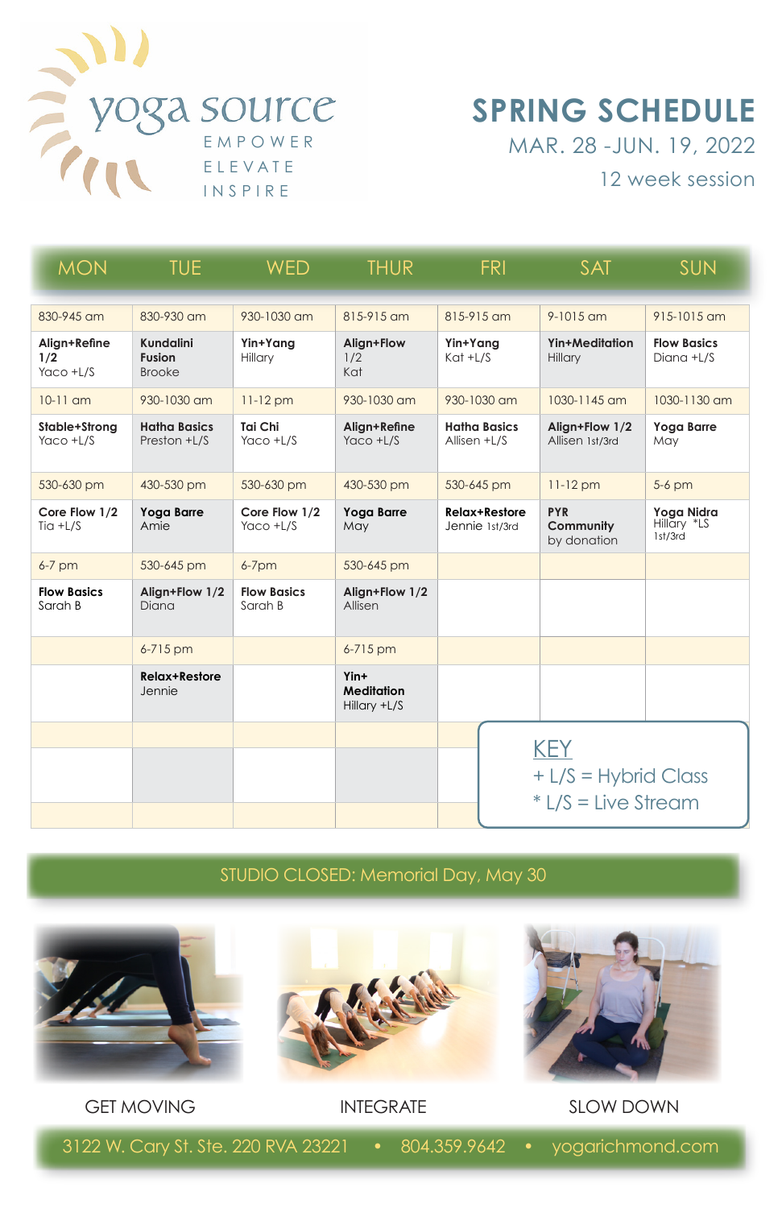# yoga source

EMPOWER
ELEVATE
INSPIRE

## SPRING SCHEDULE

MAR. 28 -JUN. 19, 2022

12 week session

| MON | TUE | WED | THUR | FRI | SAT | SUN |
|---|---|---|---|---|---|---|
| 830-945 am | 830-930 am | 930-1030 am | 815-915 am | 815-915 am | 9-1015 am | 915-1015 am |
| **Align+Refine 1/2** Yaco +L/S | **Kundalini Fusion** Brooke | **Yin+Yang** Hillary | **Align+Flow** 1/2 Kat | **Yin+Yang** Kat +L/S | **Yin+Meditation** Hillary | **Flow Basics** Diana +L/S |
| 10-11 am | 930-1030 am | 11-12 pm | 930-1030 am | 930-1030 am | 1030-1145 am | 1030-1130 am |
| **Stable+Strong** Yaco +L/S | **Hatha Basics** Preston +L/S | **Tai Chi** Yaco +L/S | **Align+Refine** Yaco +L/S | **Hatha Basics** Allisen +L/S | **Align+Flow 1/2** Allisen 1st/3rd | **Yoga Barre** May |
| 530-630 pm | 430-530 pm | 530-630 pm | 430-530 pm | 530-645 pm | 11-12 pm | 5-6 pm |
| **Core Flow 1/2** Tia +L/S | **Yoga Barre** Amie | **Core Flow 1/2** Yaco +L/S | **Yoga Barre** May | **Relax+Restore** Jennie 1st/3rd | **PYR Community** by donation | **Yoga Nidra** Hillary *LS 1st/3rd |
| 6-7 pm | 530-645 pm | 6-7pm | 530-645 pm | | | |
| **Flow Basics** Sarah B | **Align+Flow 1/2** Diana | **Flow Basics** Sarah B | **Align+Flow 1/2** Allisen | | | |
| | 6-715 pm | | 6-715 pm | | | |
| | **Relax+Restore** Jennie | | **Yin+ Meditation** Hillary +L/S | | | |

**KEY**
+ L/S = Hybrid Class
* L/S = Live Stream

STUDIO CLOSED: Memorial Day, May 30

GET MOVING

INTEGRATE

SLOW DOWN

3122 W. Cary St. Ste. 220 RVA 23221 • 804.359.9642 • yogarichmond.com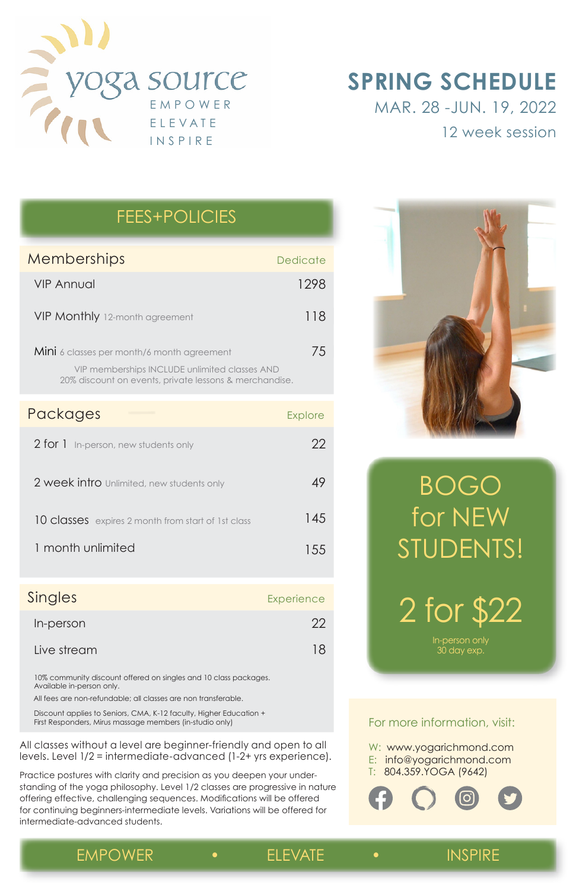yoga source

EMPOWER
ELEVATE
INSPIRE

# SPRING SCHEDULE

MAR. 28 -JUN. 19, 2022

12 week session

## FEES+POLICIES

| Memberships | Dedicate |
|---|---|
| VIP Annual | 1298 |
| VIP Monthly 12-month agreement | 118 |
| Mini 6 classes per month/6 month agreement | 75 |

VIP memberships INCLUDE unlimited classes AND 20% discount on events, private lessons & merchandise.

| Packages | Explore |
|---|---|
| 2 for 1 In-person, new students only | 22 |
| 2 week intro Unlimited, new students only | 49 |
| 10 classes expires 2 month from start of 1st class | 145 |
| 1 month unlimited | 155 |

| Singles | Experience |
|---|---|
| In-person | 22 |
| Live stream | 18 |

10% community discount offered on singles and 10 class packages. Available in-person only.

All fees are non-refundable; all classes are non transferable.

Discount applies to Seniors, CMA, K-12 faculty, Higher Education + First Responders, Mirus massage members (in-studio only)

All classes without a level are beginner-friendly and open to all levels. Level 1/2 = intermediate-advanced (1-2+ yrs experience).

Practice postures with clarity and precision as you deepen your understanding of the yoga philosophy. Level 1/2 classes are progressive in nature offering effective, challenging sequences. Modifications will be offered for continuing beginners-intermediate levels. Variations will be offered for intermediate-advanced students.

## BOGO for NEW STUDENTS!

## 2 for $22

In-person only
30 day exp.

For more information, visit:

W: www.yogarichmond.com
E: info@yogarichmond.com
T: 804.359.YOGA (9642)

EMPOWER • ELEVATE • INSPIRE